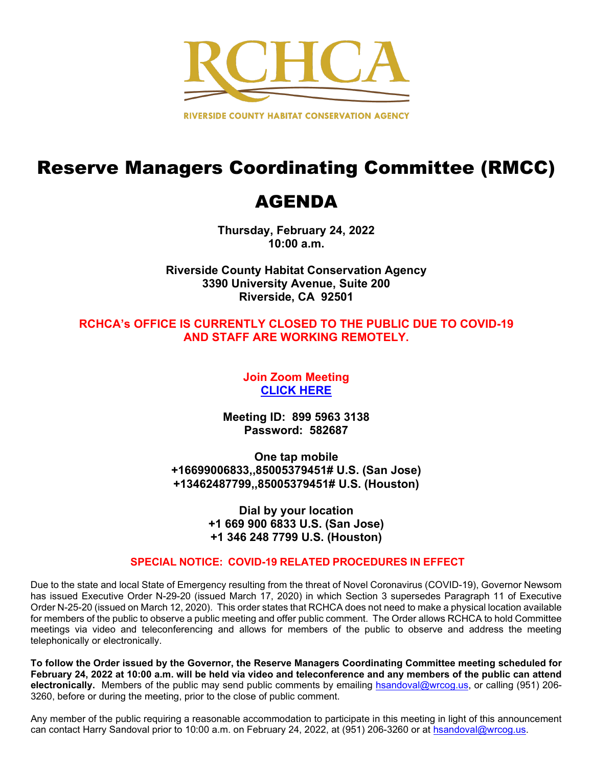RCHCA

RIVERSIDE COUNTY HABITAT CONSERVATION AGENCY

# Reserve Managers Coordinating Committee (RMCC)

# AGENDA

**Thursday, February 24, 2022**
**10:00 a.m.**

**Riverside County Habitat Conservation Agency**
**3390 University Avenue, Suite 200**
**Riverside, CA 92501**

**RCHCA's OFFICE IS CURRENTLY CLOSED TO THE PUBLIC DUE TO COVID-19 AND STAFF ARE WORKING REMOTELY.**

**Join Zoom Meeting**
**CLICK HERE**

**Meeting ID: 899 5963 3138**
**Password: 582687**

**One tap mobile**
**+16699006833,,85005379451# U.S. (San Jose)**
**+13462487799,,85005379451# U.S. (Houston)**

**Dial by your location**
**+1 669 900 6833 U.S. (San Jose)**
**+1 346 248 7799 U.S. (Houston)**

**SPECIAL NOTICE: COVID-19 RELATED PROCEDURES IN EFFECT**

Due to the state and local State of Emergency resulting from the threat of Novel Coronavirus (COVID-19), Governor Newsom has issued Executive Order N-29-20 (issued March 17, 2020) in which Section 3 supersedes Paragraph 11 of Executive Order N-25-20 (issued on March 12, 2020). This order states that RCHCA does not need to make a physical location available for members of the public to observe a public meeting and offer public comment. The Order allows RCHCA to hold Committee meetings via video and teleconferencing and allows for members of the public to observe and address the meeting telephonically or electronically.

**To follow the Order issued by the Governor, the Reserve Managers Coordinating Committee meeting scheduled for February 24, 2022 at 10:00 a.m. will be held via video and teleconference and any members of the public can attend electronically.** Members of the public may send public comments by emailing hsandoval@wrcog.us, or calling (951) 206-3260, before or during the meeting, prior to the close of public comment.

Any member of the public requiring a reasonable accommodation to participate in this meeting in light of this announcement can contact Harry Sandoval prior to 10:00 a.m. on February 24, 2022, at (951) 206-3260 or at hsandoval@wrcog.us.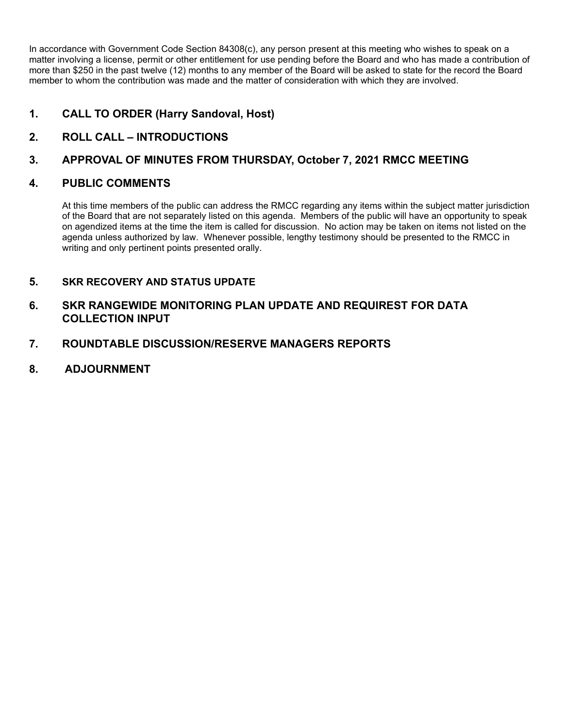In accordance with Government Code Section 84308(c), any person present at this meeting who wishes to speak on a matter involving a license, permit or other entitlement for use pending before the Board and who has made a contribution of more than $250 in the past twelve (12) months to any member of the Board will be asked to state for the record the Board member to whom the contribution was made and the matter of consideration with which they are involved.

**1. CALL TO ORDER (Harry Sandoval, Host)**

**2. ROLL CALL – INTRODUCTIONS**

**3. APPROVAL OF MINUTES FROM THURSDAY, October 7, 2021 RMCC MEETING**

**4. PUBLIC COMMENTS**

At this time members of the public can address the RMCC regarding any items within the subject matter jurisdiction of the Board that are not separately listed on this agenda. Members of the public will have an opportunity to speak on agendized items at the time the item is called for discussion. No action may be taken on items not listed on the agenda unless authorized by law. Whenever possible, lengthy testimony should be presented to the RMCC in writing and only pertinent points presented orally.

**5. SKR RECOVERY AND STATUS UPDATE**

**6. SKR RANGEWIDE MONITORING PLAN UPDATE AND REQUIREST FOR DATA COLLECTION INPUT**

**7. ROUNDTABLE DISCUSSION/RESERVE MANAGERS REPORTS**

**8. ADJOURNMENT**